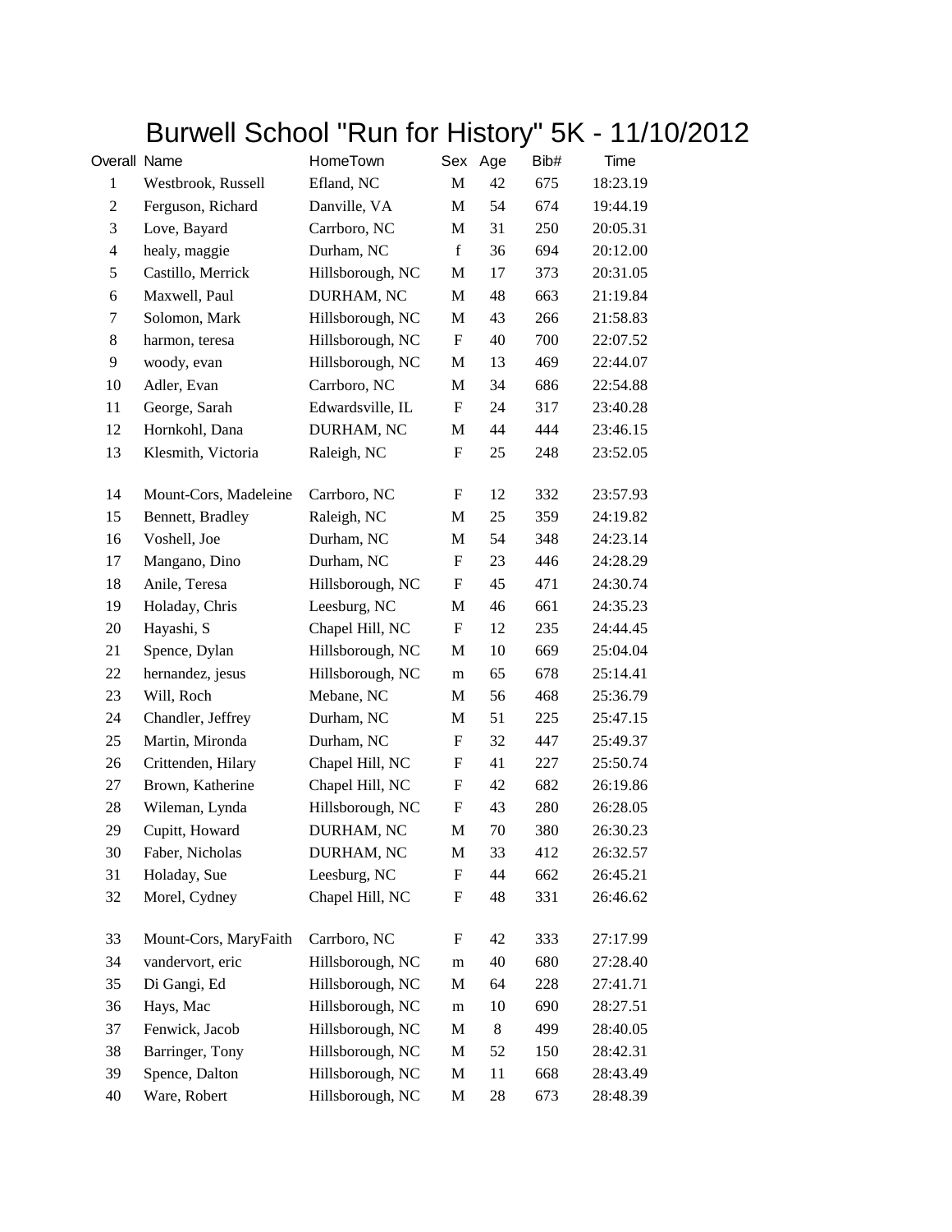# Burwell School "Run for History" 5K - 11/10/2012

| Overall | Name | HomeTown | Sex | Age | Bib# | Time |
|---|---|---|---|---|---|---|
| 1 | Westbrook, Russell | Efland, NC | M | 42 | 675 | 18:23.19 |
| 2 | Ferguson, Richard | Danville, VA | M | 54 | 674 | 19:44.19 |
| 3 | Love, Bayard | Carrboro, NC | M | 31 | 250 | 20:05.31 |
| 4 | healy, maggie | Durham, NC | f | 36 | 694 | 20:12.00 |
| 5 | Castillo, Merrick | Hillsborough, NC | M | 17 | 373 | 20:31.05 |
| 6 | Maxwell, Paul | DURHAM, NC | M | 48 | 663 | 21:19.84 |
| 7 | Solomon, Mark | Hillsborough, NC | M | 43 | 266 | 21:58.83 |
| 8 | harmon, teresa | Hillsborough, NC | F | 40 | 700 | 22:07.52 |
| 9 | woody, evan | Hillsborough, NC | M | 13 | 469 | 22:44.07 |
| 10 | Adler, Evan | Carrboro, NC | M | 34 | 686 | 22:54.88 |
| 11 | George, Sarah | Edwardsville, IL | F | 24 | 317 | 23:40.28 |
| 12 | Hornkohl, Dana | DURHAM, NC | M | 44 | 444 | 23:46.15 |
| 13 | Klesmith, Victoria | Raleigh, NC | F | 25 | 248 | 23:52.05 |
| 14 | Mount-Cors, Madeleine | Carrboro, NC | F | 12 | 332 | 23:57.93 |
| 15 | Bennett, Bradley | Raleigh, NC | M | 25 | 359 | 24:19.82 |
| 16 | Voshell, Joe | Durham, NC | M | 54 | 348 | 24:23.14 |
| 17 | Mangano, Dino | Durham, NC | F | 23 | 446 | 24:28.29 |
| 18 | Anile, Teresa | Hillsborough, NC | F | 45 | 471 | 24:30.74 |
| 19 | Holaday, Chris | Leesburg, NC | M | 46 | 661 | 24:35.23 |
| 20 | Hayashi, S | Chapel Hill, NC | F | 12 | 235 | 24:44.45 |
| 21 | Spence, Dylan | Hillsborough, NC | M | 10 | 669 | 25:04.04 |
| 22 | hernandez, jesus | Hillsborough, NC | m | 65 | 678 | 25:14.41 |
| 23 | Will, Roch | Mebane, NC | M | 56 | 468 | 25:36.79 |
| 24 | Chandler, Jeffrey | Durham, NC | M | 51 | 225 | 25:47.15 |
| 25 | Martin, Mironda | Durham, NC | F | 32 | 447 | 25:49.37 |
| 26 | Crittenden, Hilary | Chapel Hill, NC | F | 41 | 227 | 25:50.74 |
| 27 | Brown, Katherine | Chapel Hill, NC | F | 42 | 682 | 26:19.86 |
| 28 | Wileman, Lynda | Hillsborough, NC | F | 43 | 280 | 26:28.05 |
| 29 | Cupitt, Howard | DURHAM, NC | M | 70 | 380 | 26:30.23 |
| 30 | Faber, Nicholas | DURHAM, NC | M | 33 | 412 | 26:32.57 |
| 31 | Holaday, Sue | Leesburg, NC | F | 44 | 662 | 26:45.21 |
| 32 | Morel, Cydney | Chapel Hill, NC | F | 48 | 331 | 26:46.62 |
| 33 | Mount-Cors, MaryFaith | Carrboro, NC | F | 42 | 333 | 27:17.99 |
| 34 | vandervort, eric | Hillsborough, NC | m | 40 | 680 | 27:28.40 |
| 35 | Di Gangi, Ed | Hillsborough, NC | M | 64 | 228 | 27:41.71 |
| 36 | Hays, Mac | Hillsborough, NC | m | 10 | 690 | 28:27.51 |
| 37 | Fenwick, Jacob | Hillsborough, NC | M | 8 | 499 | 28:40.05 |
| 38 | Barringer, Tony | Hillsborough, NC | M | 52 | 150 | 28:42.31 |
| 39 | Spence, Dalton | Hillsborough, NC | M | 11 | 668 | 28:43.49 |
| 40 | Ware, Robert | Hillsborough, NC | M | 28 | 673 | 28:48.39 |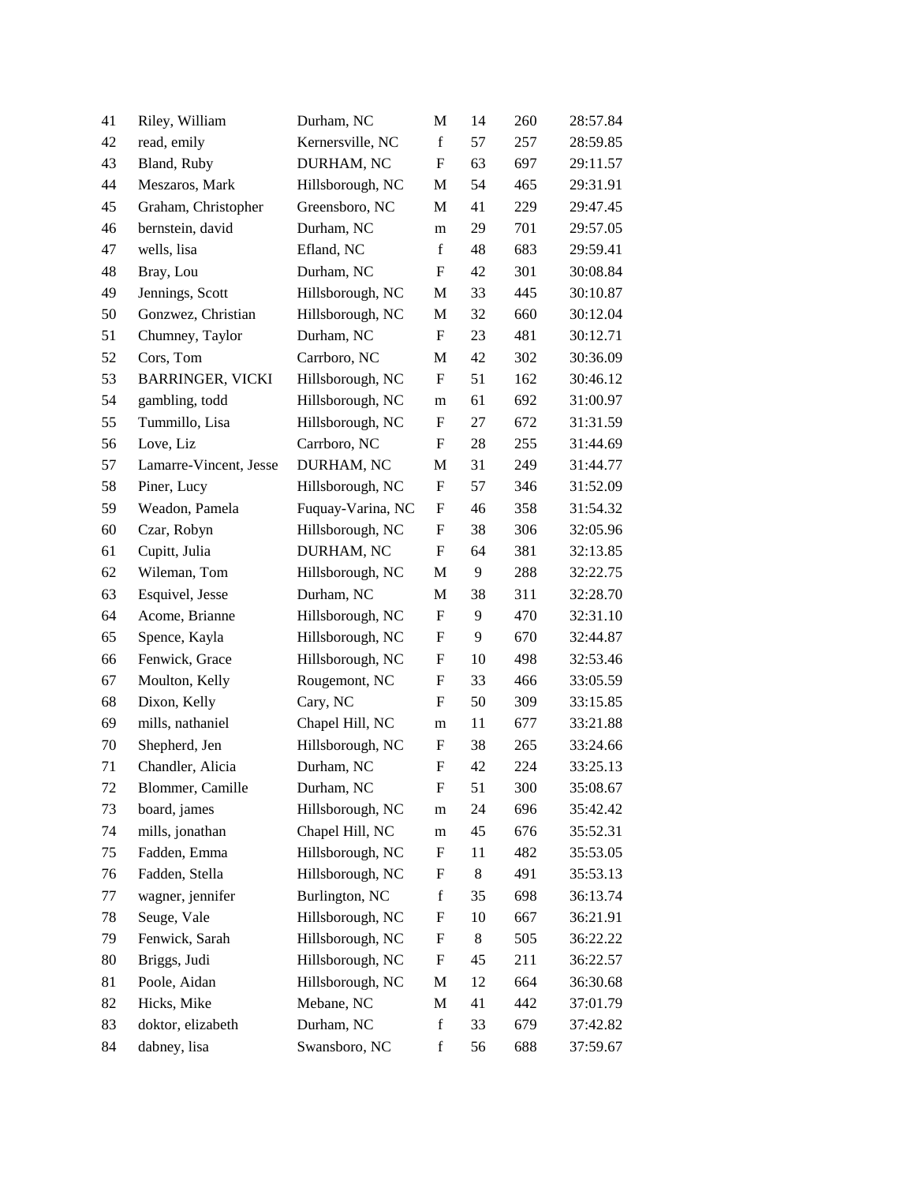| | | | | | | |
|---|---|---|---|---|---|---|
| 41 | Riley, William | Durham, NC | M | 14 | 260 | 28:57.84 |
| 42 | read, emily | Kernersville, NC | f | 57 | 257 | 28:59.85 |
| 43 | Bland, Ruby | DURHAM, NC | F | 63 | 697 | 29:11.57 |
| 44 | Meszaros, Mark | Hillsborough, NC | M | 54 | 465 | 29:31.91 |
| 45 | Graham, Christopher | Greensboro, NC | M | 41 | 229 | 29:47.45 |
| 46 | bernstein, david | Durham, NC | m | 29 | 701 | 29:57.05 |
| 47 | wells, lisa | Efland, NC | f | 48 | 683 | 29:59.41 |
| 48 | Bray, Lou | Durham, NC | F | 42 | 301 | 30:08.84 |
| 49 | Jennings, Scott | Hillsborough, NC | M | 33 | 445 | 30:10.87 |
| 50 | Gonzwez, Christian | Hillsborough, NC | M | 32 | 660 | 30:12.04 |
| 51 | Chumney, Taylor | Durham, NC | F | 23 | 481 | 30:12.71 |
| 52 | Cors, Tom | Carrboro, NC | M | 42 | 302 | 30:36.09 |
| 53 | BARRINGER, VICKI | Hillsborough, NC | F | 51 | 162 | 30:46.12 |
| 54 | gambling, todd | Hillsborough, NC | m | 61 | 692 | 31:00.97 |
| 55 | Tummillo, Lisa | Hillsborough, NC | F | 27 | 672 | 31:31.59 |
| 56 | Love, Liz | Carrboro, NC | F | 28 | 255 | 31:44.69 |
| 57 | Lamarre-Vincent, Jesse | DURHAM, NC | M | 31 | 249 | 31:44.77 |
| 58 | Piner, Lucy | Hillsborough, NC | F | 57 | 346 | 31:52.09 |
| 59 | Weadon, Pamela | Fuquay-Varina, NC | F | 46 | 358 | 31:54.32 |
| 60 | Czar, Robyn | Hillsborough, NC | F | 38 | 306 | 32:05.96 |
| 61 | Cupitt, Julia | DURHAM, NC | F | 64 | 381 | 32:13.85 |
| 62 | Wileman, Tom | Hillsborough, NC | M | 9 | 288 | 32:22.75 |
| 63 | Esquivel, Jesse | Durham, NC | M | 38 | 311 | 32:28.70 |
| 64 | Acome, Brianne | Hillsborough, NC | F | 9 | 470 | 32:31.10 |
| 65 | Spence, Kayla | Hillsborough, NC | F | 9 | 670 | 32:44.87 |
| 66 | Fenwick, Grace | Hillsborough, NC | F | 10 | 498 | 32:53.46 |
| 67 | Moulton, Kelly | Rougemont, NC | F | 33 | 466 | 33:05.59 |
| 68 | Dixon, Kelly | Cary, NC | F | 50 | 309 | 33:15.85 |
| 69 | mills, nathaniel | Chapel Hill, NC | m | 11 | 677 | 33:21.88 |
| 70 | Shepherd, Jen | Hillsborough, NC | F | 38 | 265 | 33:24.66 |
| 71 | Chandler, Alicia | Durham, NC | F | 42 | 224 | 33:25.13 |
| 72 | Blommer, Camille | Durham, NC | F | 51 | 300 | 35:08.67 |
| 73 | board, james | Hillsborough, NC | m | 24 | 696 | 35:42.42 |
| 74 | mills, jonathan | Chapel Hill, NC | m | 45 | 676 | 35:52.31 |
| 75 | Fadden, Emma | Hillsborough, NC | F | 11 | 482 | 35:53.05 |
| 76 | Fadden, Stella | Hillsborough, NC | F | 8 | 491 | 35:53.13 |
| 77 | wagner, jennifer | Burlington, NC | f | 35 | 698 | 36:13.74 |
| 78 | Seuge, Vale | Hillsborough, NC | F | 10 | 667 | 36:21.91 |
| 79 | Fenwick, Sarah | Hillsborough, NC | F | 8 | 505 | 36:22.22 |
| 80 | Briggs, Judi | Hillsborough, NC | F | 45 | 211 | 36:22.57 |
| 81 | Poole, Aidan | Hillsborough, NC | M | 12 | 664 | 36:30.68 |
| 82 | Hicks, Mike | Mebane, NC | M | 41 | 442 | 37:01.79 |
| 83 | doktor, elizabeth | Durham, NC | f | 33 | 679 | 37:42.82 |
| 84 | dabney, lisa | Swansboro, NC | f | 56 | 688 | 37:59.67 |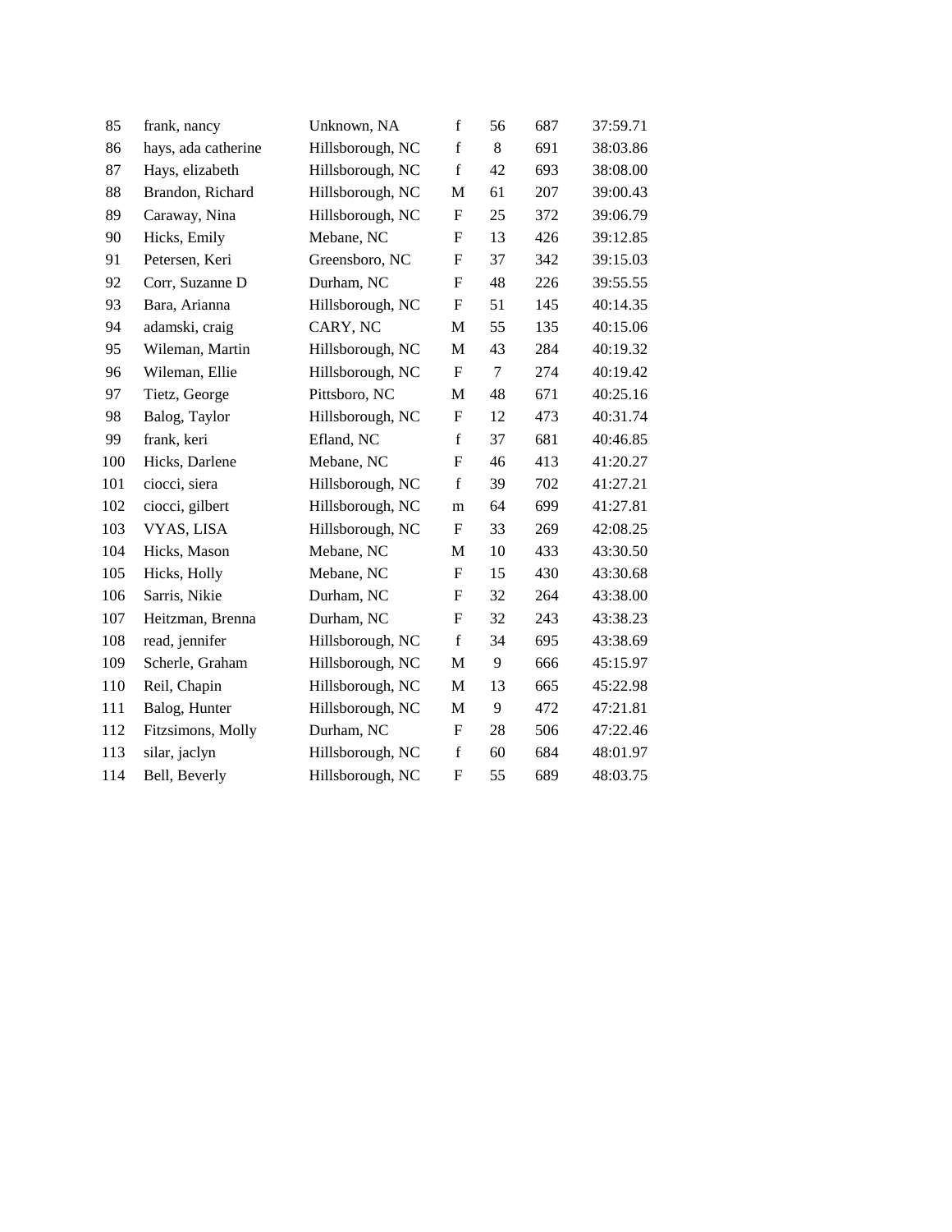| | | | | | | |
|---|---|---|---|---|---|---|
| 85 | frank, nancy | Unknown, NA | f | 56 | 687 | 37:59.71 |
| 86 | hays, ada catherine | Hillsborough, NC | f | 8 | 691 | 38:03.86 |
| 87 | Hays, elizabeth | Hillsborough, NC | f | 42 | 693 | 38:08.00 |
| 88 | Brandon, Richard | Hillsborough, NC | M | 61 | 207 | 39:00.43 |
| 89 | Caraway, Nina | Hillsborough, NC | F | 25 | 372 | 39:06.79 |
| 90 | Hicks, Emily | Mebane, NC | F | 13 | 426 | 39:12.85 |
| 91 | Petersen, Keri | Greensboro, NC | F | 37 | 342 | 39:15.03 |
| 92 | Corr, Suzanne D | Durham, NC | F | 48 | 226 | 39:55.55 |
| 93 | Bara, Arianna | Hillsborough, NC | F | 51 | 145 | 40:14.35 |
| 94 | adamski, craig | CARY, NC | M | 55 | 135 | 40:15.06 |
| 95 | Wileman, Martin | Hillsborough, NC | M | 43 | 284 | 40:19.32 |
| 96 | Wileman, Ellie | Hillsborough, NC | F | 7 | 274 | 40:19.42 |
| 97 | Tietz, George | Pittsboro, NC | M | 48 | 671 | 40:25.16 |
| 98 | Balog, Taylor | Hillsborough, NC | F | 12 | 473 | 40:31.74 |
| 99 | frank, keri | Efland, NC | f | 37 | 681 | 40:46.85 |
| 100 | Hicks, Darlene | Mebane, NC | F | 46 | 413 | 41:20.27 |
| 101 | ciocci, siera | Hillsborough, NC | f | 39 | 702 | 41:27.21 |
| 102 | ciocci, gilbert | Hillsborough, NC | m | 64 | 699 | 41:27.81 |
| 103 | VYAS, LISA | Hillsborough, NC | F | 33 | 269 | 42:08.25 |
| 104 | Hicks, Mason | Mebane, NC | M | 10 | 433 | 43:30.50 |
| 105 | Hicks, Holly | Mebane, NC | F | 15 | 430 | 43:30.68 |
| 106 | Sarris, Nikie | Durham, NC | F | 32 | 264 | 43:38.00 |
| 107 | Heitzman, Brenna | Durham, NC | F | 32 | 243 | 43:38.23 |
| 108 | read, jennifer | Hillsborough, NC | f | 34 | 695 | 43:38.69 |
| 109 | Scherle, Graham | Hillsborough, NC | M | 9 | 666 | 45:15.97 |
| 110 | Reil, Chapin | Hillsborough, NC | M | 13 | 665 | 45:22.98 |
| 111 | Balog, Hunter | Hillsborough, NC | M | 9 | 472 | 47:21.81 |
| 112 | Fitzsimons, Molly | Durham, NC | F | 28 | 506 | 47:22.46 |
| 113 | silar, jaclyn | Hillsborough, NC | f | 60 | 684 | 48:01.97 |
| 114 | Bell, Beverly | Hillsborough, NC | F | 55 | 689 | 48:03.75 |